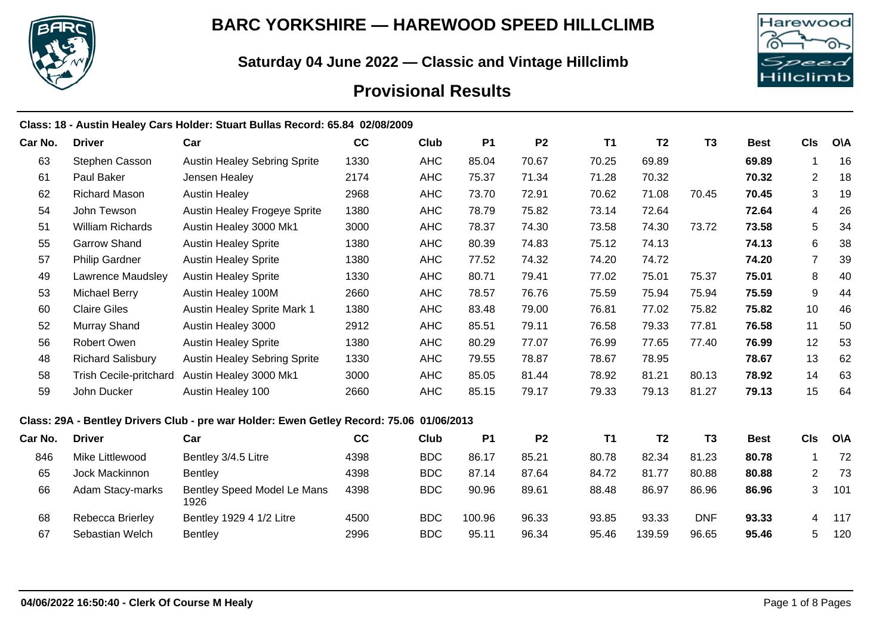# BARC YORKSHIRE — HAREWOOD SPEED HILLCLIMB

## Saturday 04 June 2022 — Classic and Vintage Hillclimb

## Provisional Results

**Class: 18 - Austin Healey Cars Holder: Stuart Bullas Record: 65.84 02/08/2009**

| Car No. | Driver | Car | CC | Club | P1 | P2 | T1 | T2 | T3 | Best | Cls | O\A |
|---|---|---|---|---|---|---|---|---|---|---|---|---|
| 63 | Stephen Casson | Austin Healey Sebring Sprite | 1330 | AHC | 85.04 | 70.67 | 70.25 | 69.89 | | **69.89** | 1 | 16 |
| 61 | Paul Baker | Jensen Healey | 2174 | AHC | 75.37 | 71.34 | 71.28 | 70.32 | | **70.32** | 2 | 18 |
| 62 | Richard Mason | Austin Healey | 2968 | AHC | 73.70 | 72.91 | 70.62 | 71.08 | 70.45 | **70.45** | 3 | 19 |
| 54 | John Tewson | Austin Healey Frogeye Sprite | 1380 | AHC | 78.79 | 75.82 | 73.14 | 72.64 | | **72.64** | 4 | 26 |
| 51 | William Richards | Austin Healey 3000 Mk1 | 3000 | AHC | 78.37 | 74.30 | 73.58 | 74.30 | 73.72 | **73.58** | 5 | 34 |
| 55 | Garrow Shand | Austin Healey Sprite | 1380 | AHC | 80.39 | 74.83 | 75.12 | 74.13 | | **74.13** | 6 | 38 |
| 57 | Philip Gardner | Austin Healey Sprite | 1380 | AHC | 77.52 | 74.32 | 74.20 | 74.72 | | **74.20** | 7 | 39 |
| 49 | Lawrence Maudsley | Austin Healey Sprite | 1330 | AHC | 80.71 | 79.41 | 77.02 | 75.01 | 75.37 | **75.01** | 8 | 40 |
| 53 | Michael Berry | Austin Healey 100M | 2660 | AHC | 78.57 | 76.76 | 75.59 | 75.94 | 75.94 | **75.59** | 9 | 44 |
| 60 | Claire Giles | Austin Healey Sprite Mark 1 | 1380 | AHC | 83.48 | 79.00 | 76.81 | 77.02 | 75.82 | **75.82** | 10 | 46 |
| 52 | Murray Shand | Austin Healey 3000 | 2912 | AHC | 85.51 | 79.11 | 76.58 | 79.33 | 77.81 | **76.58** | 11 | 50 |
| 56 | Robert Owen | Austin Healey Sprite | 1380 | AHC | 80.29 | 77.07 | 76.99 | 77.65 | 77.40 | **76.99** | 12 | 53 |
| 48 | Richard Salisbury | Austin Healey Sebring Sprite | 1330 | AHC | 79.55 | 78.87 | 78.67 | 78.95 | | **78.67** | 13 | 62 |
| 58 | Trish Cecile-pritchard | Austin Healey 3000 Mk1 | 3000 | AHC | 85.05 | 81.44 | 78.92 | 81.21 | 80.13 | **78.92** | 14 | 63 |
| 59 | John Ducker | Austin Healey 100 | 2660 | AHC | 85.15 | 79.17 | 79.33 | 79.13 | 81.27 | **79.13** | 15 | 64 |

**Class: 29A - Bentley Drivers Club - pre war Holder: Ewen Getley Record: 75.06 01/06/2013**

| Car No. | Driver | Car | CC | Club | P1 | P2 | T1 | T2 | T3 | Best | Cls | O\A |
|---|---|---|---|---|---|---|---|---|---|---|---|---|
| 846 | Mike Littlewood | Bentley 3/4.5 Litre | 4398 | BDC | 86.17 | 85.21 | 80.78 | 82.34 | 81.23 | **80.78** | 1 | 72 |
| 65 | Jock Mackinnon | Bentley | 4398 | BDC | 87.14 | 87.64 | 84.72 | 81.77 | 80.88 | **80.88** | 2 | 73 |
| 66 | Adam Stacy-marks | Bentley Speed Model Le Mans 1926 | 4398 | BDC | 90.96 | 89.61 | 88.48 | 86.97 | 86.96 | **86.96** | 3 | 101 |
| 68 | Rebecca Brierley | Bentley 1929 4 1/2 Litre | 4500 | BDC | 100.96 | 96.33 | 93.85 | 93.33 | DNF | **93.33** | 4 | 117 |
| 67 | Sebastian Welch | Bentley | 2996 | BDC | 95.11 | 96.34 | 95.46 | 139.59 | 96.65 | **95.46** | 5 | 120 |

**04/06/2022 16:50:40 - Clerk Of Course M Healy**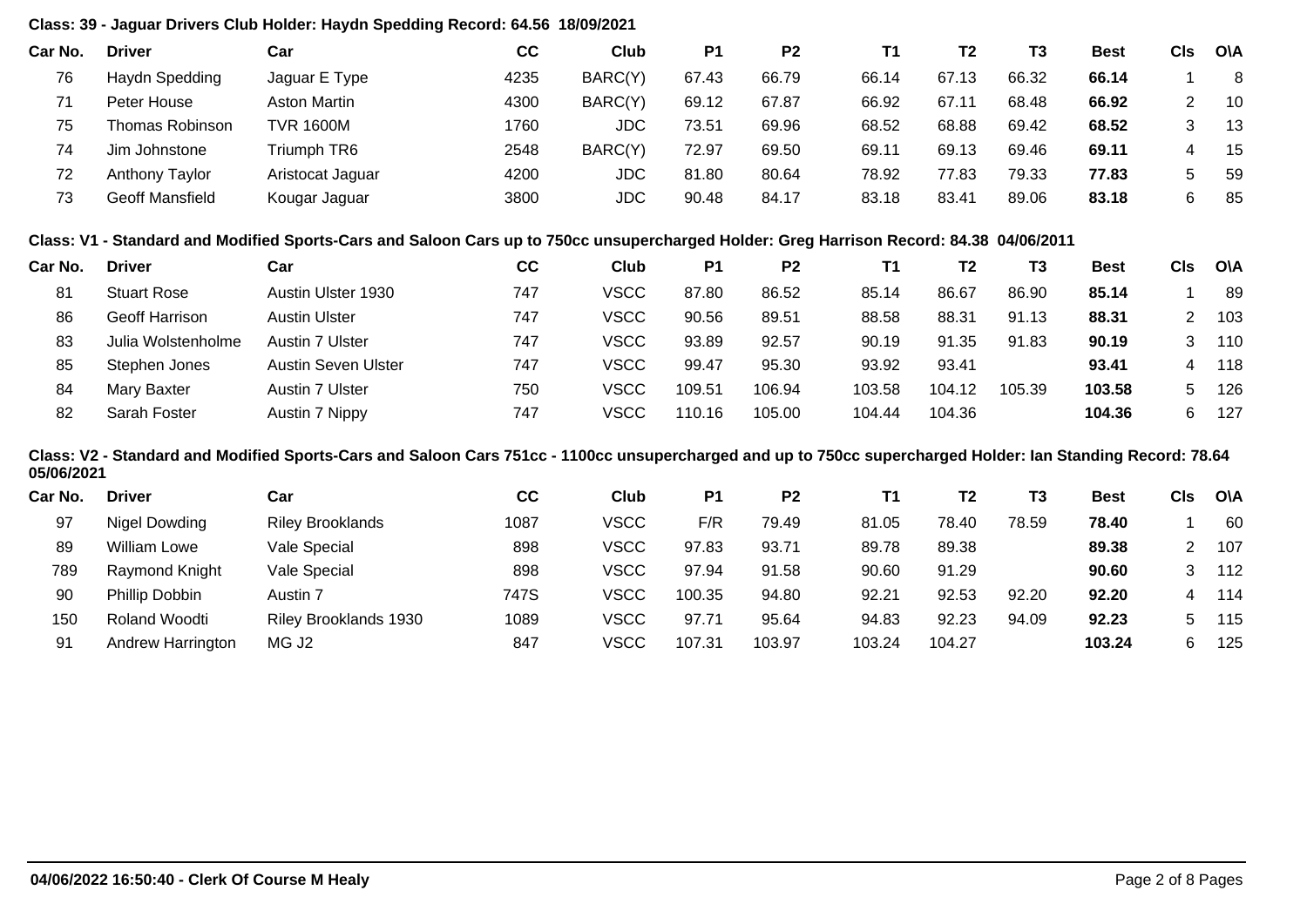**Class: 39 - Jaguar Drivers Club Holder: Haydn Spedding Record: 64.56 18/09/2021**

| Car No. | Driver | Car | CC | Club | P1 | P2 | T1 | T2 | T3 | Best | Cls | O\A |
|---|---|---|---|---|---|---|---|---|---|---|---|---|
| 76 | Haydn Spedding | Jaguar E Type | 4235 | BARC(Y) | 67.43 | 66.79 | 66.14 | 67.13 | 66.32 | **66.14** | 1 | 8 |
| 71 | Peter House | Aston Martin | 4300 | BARC(Y) | 69.12 | 67.87 | 66.92 | 67.11 | 68.48 | **66.92** | 2 | 10 |
| 75 | Thomas Robinson | TVR 1600M | 1760 | JDC | 73.51 | 69.96 | 68.52 | 68.88 | 69.42 | **68.52** | 3 | 13 |
| 74 | Jim Johnstone | Triumph TR6 | 2548 | BARC(Y) | 72.97 | 69.50 | 69.11 | 69.13 | 69.46 | **69.11** | 4 | 15 |
| 72 | Anthony Taylor | Aristocat Jaguar | 4200 | JDC | 81.80 | 80.64 | 78.92 | 77.83 | 79.33 | **77.83** | 5 | 59 |
| 73 | Geoff Mansfield | Kougar Jaguar | 3800 | JDC | 90.48 | 84.17 | 83.18 | 83.41 | 89.06 | **83.18** | 6 | 85 |

**Class: V1 - Standard and Modified Sports-Cars and Saloon Cars up to 750cc unsupercharged Holder: Greg Harrison Record: 84.38 04/06/2011**

| Car No. | Driver | Car | CC | Club | P1 | P2 | T1 | T2 | T3 | Best | Cls | O\A |
|---|---|---|---|---|---|---|---|---|---|---|---|---|
| 81 | Stuart Rose | Austin Ulster 1930 | 747 | VSCC | 87.80 | 86.52 | 85.14 | 86.67 | 86.90 | **85.14** | 1 | 89 |
| 86 | Geoff Harrison | Austin Ulster | 747 | VSCC | 90.56 | 89.51 | 88.58 | 88.31 | 91.13 | **88.31** | 2 | 103 |
| 83 | Julia Wolstenholme | Austin 7 Ulster | 747 | VSCC | 93.89 | 92.57 | 90.19 | 91.35 | 91.83 | **90.19** | 3 | 110 |
| 85 | Stephen Jones | Austin Seven Ulster | 747 | VSCC | 99.47 | 95.30 | 93.92 | 93.41 | | **93.41** | 4 | 118 |
| 84 | Mary Baxter | Austin 7 Ulster | 750 | VSCC | 109.51 | 106.94 | 103.58 | 104.12 | 105.39 | **103.58** | 5 | 126 |
| 82 | Sarah Foster | Austin 7 Nippy | 747 | VSCC | 110.16 | 105.00 | 104.44 | 104.36 | | **104.36** | 6 | 127 |

**Class: V2 - Standard and Modified Sports-Cars and Saloon Cars 751cc - 1100cc unsupercharged and up to 750cc supercharged Holder: Ian Standing Record: 78.64 05/06/2021**

| Car No. | Driver | Car | CC | Club | P1 | P2 | T1 | T2 | T3 | Best | Cls | O\A |
|---|---|---|---|---|---|---|---|---|---|---|---|---|
| 97 | Nigel Dowding | Riley Brooklands | 1087 | VSCC | F/R | 79.49 | 81.05 | 78.40 | 78.59 | **78.40** | 1 | 60 |
| 89 | William Lowe | Vale Special | 898 | VSCC | 97.83 | 93.71 | 89.78 | 89.38 | | **89.38** | 2 | 107 |
| 789 | Raymond Knight | Vale Special | 898 | VSCC | 97.94 | 91.58 | 90.60 | 91.29 | | **90.60** | 3 | 112 |
| 90 | Phillip Dobbin | Austin 7 | 747S | VSCC | 100.35 | 94.80 | 92.21 | 92.53 | 92.20 | **92.20** | 4 | 114 |
| 150 | Roland Woodti | Riley Brooklands 1930 | 1089 | VSCC | 97.71 | 95.64 | 94.83 | 92.23 | 94.09 | **92.23** | 5 | 115 |
| 91 | Andrew Harrington | MG J2 | 847 | VSCC | 107.31 | 103.97 | 103.24 | 104.27 | | **103.24** | 6 | 125 |

**04/06/2022 16:50:40 - Clerk Of Course M Healy**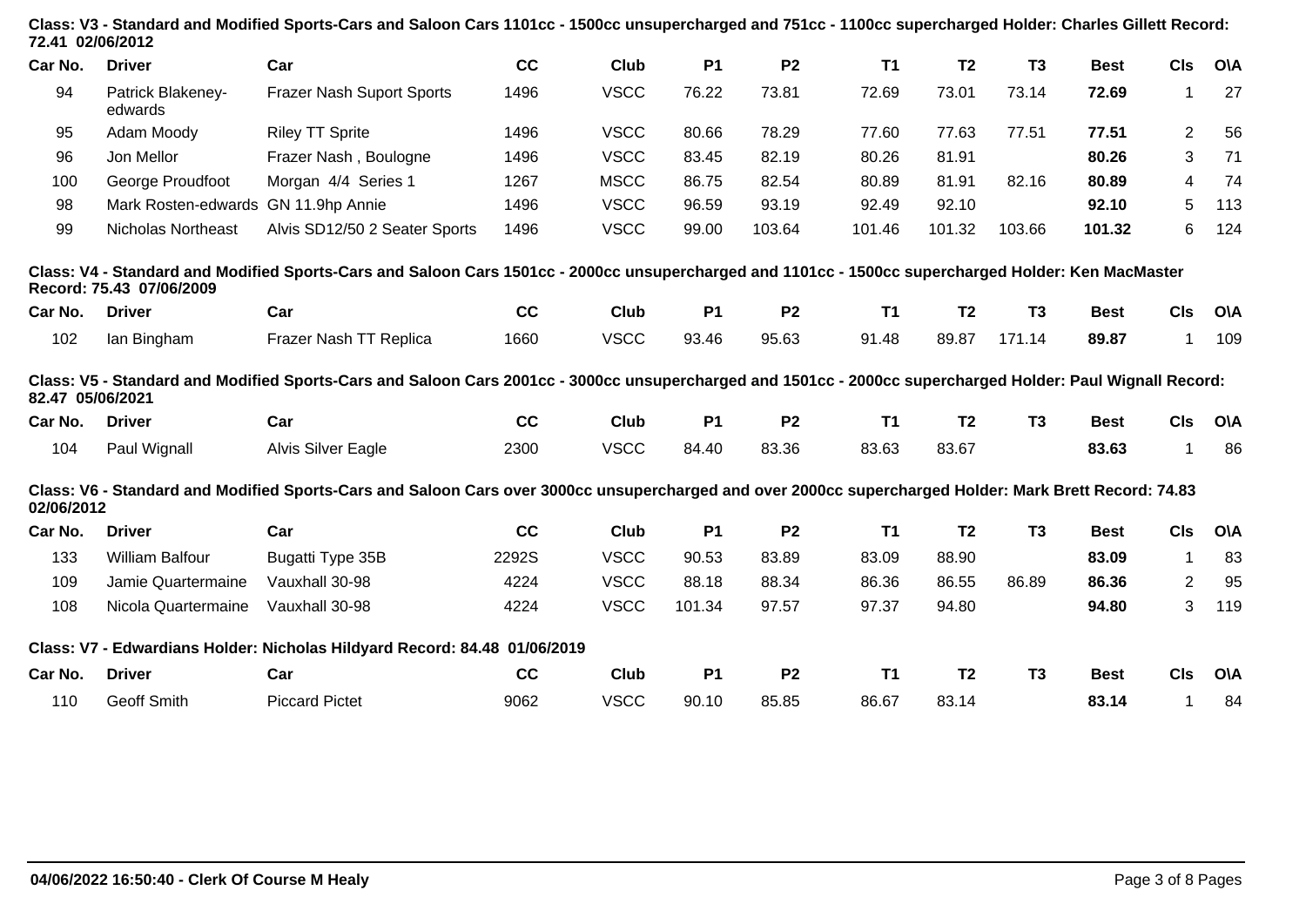**Class: V3 - Standard and Modified Sports-Cars and Saloon Cars 1101cc - 1500cc unsupercharged and 751cc - 1100cc supercharged Holder: Charles Gillett Record: 72.41 02/06/2012**

| Car No. | Driver | Car | CC | Club | P1 | P2 | T1 | T2 | T3 | Best | Cls | O\A |
|---|---|---|---|---|---|---|---|---|---|---|---|---|
| 94 | Patrick Blakeney-edwards | Frazer Nash Suport Sports | 1496 | VSCC | 76.22 | 73.81 | 72.69 | 73.01 | 73.14 | **72.69** | 1 | 27 |
| 95 | Adam Moody | Riley TT Sprite | 1496 | VSCC | 80.66 | 78.29 | 77.60 | 77.63 | 77.51 | **77.51** | 2 | 56 |
| 96 | Jon Mellor | Frazer Nash , Boulogne | 1496 | VSCC | 83.45 | 82.19 | 80.26 | 81.91 | | **80.26** | 3 | 71 |
| 100 | George Proudfoot | Morgan 4/4 Series 1 | 1267 | MSCC | 86.75 | 82.54 | 80.89 | 81.91 | 82.16 | **80.89** | 4 | 74 |
| 98 | Mark Rosten-edwards | GN 11.9hp Annie | 1496 | VSCC | 96.59 | 93.19 | 92.49 | 92.10 | | **92.10** | 5 | 113 |
| 99 | Nicholas Northeast | Alvis SD12/50 2 Seater Sports | 1496 | VSCC | 99.00 | 103.64 | 101.46 | 101.32 | 103.66 | **101.32** | 6 | 124 |

**Class: V4 - Standard and Modified Sports-Cars and Saloon Cars 1501cc - 2000cc unsupercharged and 1101cc - 1500cc supercharged Holder: Ken MacMaster Record: 75.43 07/06/2009**

| Car No. | Driver | Car | CC | Club | P1 | P2 | T1 | T2 | T3 | Best | Cls | O\A |
|---|---|---|---|---|---|---|---|---|---|---|---|---|
| 102 | Ian Bingham | Frazer Nash TT Replica | 1660 | VSCC | 93.46 | 95.63 | 91.48 | 89.87 | 171.14 | **89.87** | 1 | 109 |

**Class: V5 - Standard and Modified Sports-Cars and Saloon Cars 2001cc - 3000cc unsupercharged and 1501cc - 2000cc supercharged Holder: Paul Wignall Record: 82.47 05/06/2021**

| Car No. | Driver | Car | CC | Club | P1 | P2 | T1 | T2 | T3 | Best | Cls | O\A |
|---|---|---|---|---|---|---|---|---|---|---|---|---|
| 104 | Paul Wignall | Alvis Silver Eagle | 2300 | VSCC | 84.40 | 83.36 | 83.63 | 83.67 | | **83.63** | 1 | 86 |

**Class: V6 - Standard and Modified Sports-Cars and Saloon Cars over 3000cc unsupercharged and over 2000cc supercharged Holder: Mark Brett Record: 74.83 02/06/2012**

| Car No. | Driver | Car | CC | Club | P1 | P2 | T1 | T2 | T3 | Best | Cls | O\A |
|---|---|---|---|---|---|---|---|---|---|---|---|---|
| 133 | William Balfour | Bugatti Type 35B | 2292S | VSCC | 90.53 | 83.89 | 83.09 | 88.90 | | **83.09** | 1 | 83 |
| 109 | Jamie Quartermaine | Vauxhall 30-98 | 4224 | VSCC | 88.18 | 88.34 | 86.36 | 86.55 | 86.89 | **86.36** | 2 | 95 |
| 108 | Nicola Quartermaine | Vauxhall 30-98 | 4224 | VSCC | 101.34 | 97.57 | 97.37 | 94.80 | | **94.80** | 3 | 119 |

**Class: V7 - Edwardians Holder: Nicholas Hildyard Record: 84.48 01/06/2019**

| Car No. | Driver | Car | CC | Club | P1 | P2 | T1 | T2 | T3 | Best | Cls | O\A |
|---|---|---|---|---|---|---|---|---|---|---|---|---|
| 110 | Geoff Smith | Piccard Pictet | 9062 | VSCC | 90.10 | 85.85 | 86.67 | 83.14 | | **83.14** | 1 | 84 |

**04/06/2022 16:50:40 - Clerk Of Course M Healy**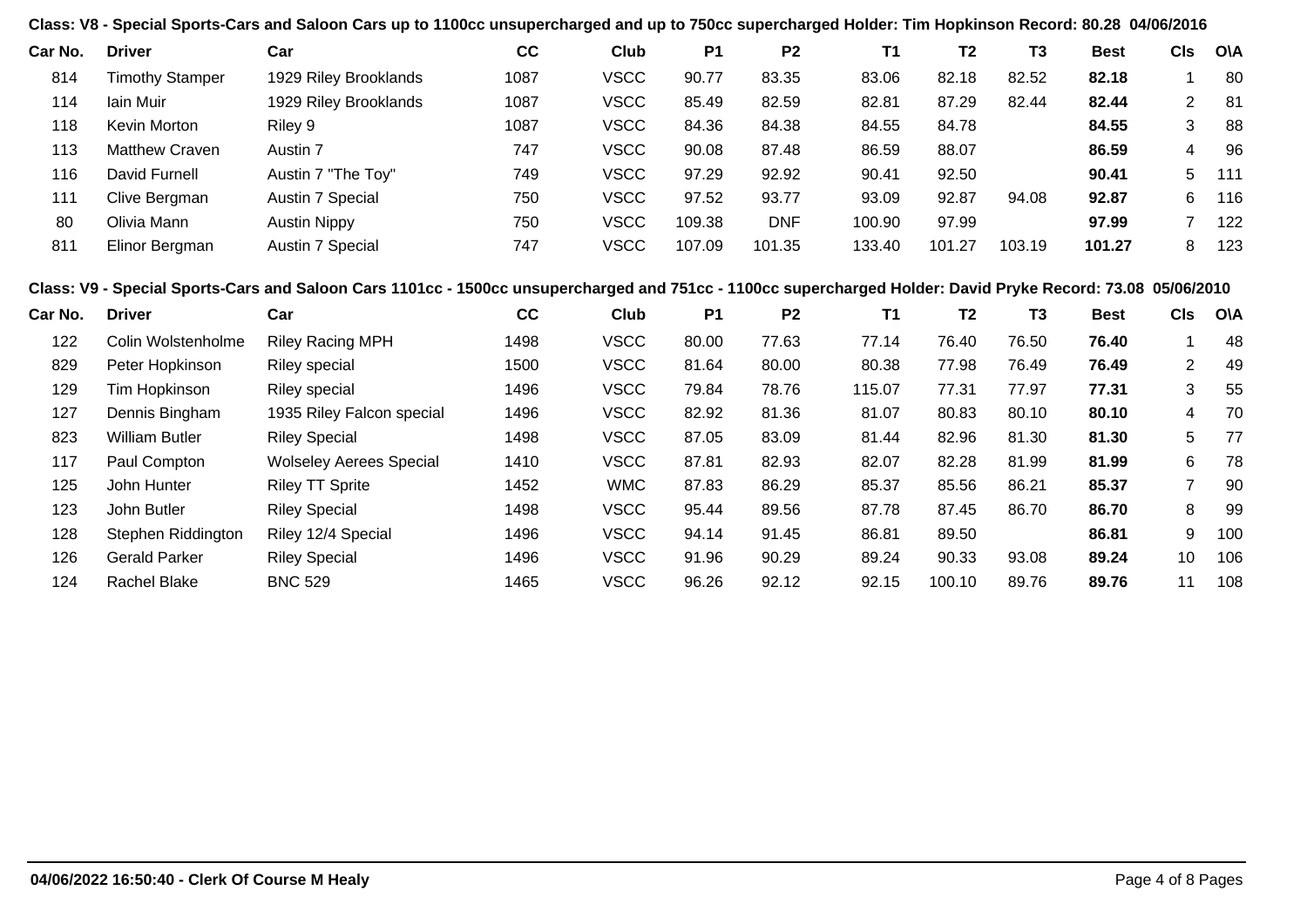**Class: V8 - Special Sports-Cars and Saloon Cars up to 1100cc unsupercharged and up to 750cc supercharged Holder: Tim Hopkinson Record: 80.28 04/06/2016**

| Car No. | Driver | Car | CC | Club | P1 | P2 | T1 | T2 | T3 | Best | Cls | O\A |
|---|---|---|---|---|---|---|---|---|---|---|---|---|
| 814 | Timothy Stamper | 1929 Riley Brooklands | 1087 | VSCC | 90.77 | 83.35 | 83.06 | 82.18 | 82.52 | **82.18** | 1 | 80 |
| 114 | Iain Muir | 1929 Riley Brooklands | 1087 | VSCC | 85.49 | 82.59 | 82.81 | 87.29 | 82.44 | **82.44** | 2 | 81 |
| 118 | Kevin Morton | Riley 9 | 1087 | VSCC | 84.36 | 84.38 | 84.55 | 84.78 | | **84.55** | 3 | 88 |
| 113 | Matthew Craven | Austin 7 | 747 | VSCC | 90.08 | 87.48 | 86.59 | 88.07 | | **86.59** | 4 | 96 |
| 116 | David Furnell | Austin 7 "The Toy" | 749 | VSCC | 97.29 | 92.92 | 90.41 | 92.50 | | **90.41** | 5 | 111 |
| 111 | Clive Bergman | Austin 7 Special | 750 | VSCC | 97.52 | 93.77 | 93.09 | 92.87 | 94.08 | **92.87** | 6 | 116 |
| 80 | Olivia Mann | Austin Nippy | 750 | VSCC | 109.38 | DNF | 100.90 | 97.99 | | **97.99** | 7 | 122 |
| 811 | Elinor Bergman | Austin 7 Special | 747 | VSCC | 107.09 | 101.35 | 133.40 | 101.27 | 103.19 | **101.27** | 8 | 123 |

**Class: V9 - Special Sports-Cars and Saloon Cars 1101cc - 1500cc unsupercharged and 751cc - 1100cc supercharged Holder: David Pryke Record: 73.08 05/06/2010**

| Car No. | Driver | Car | CC | Club | P1 | P2 | T1 | T2 | T3 | Best | Cls | O\A |
|---|---|---|---|---|---|---|---|---|---|---|---|---|
| 122 | Colin Wolstenholme | Riley Racing MPH | 1498 | VSCC | 80.00 | 77.63 | 77.14 | 76.40 | 76.50 | **76.40** | 1 | 48 |
| 829 | Peter Hopkinson | Riley special | 1500 | VSCC | 81.64 | 80.00 | 80.38 | 77.98 | 76.49 | **76.49** | 2 | 49 |
| 129 | Tim Hopkinson | Riley special | 1496 | VSCC | 79.84 | 78.76 | 115.07 | 77.31 | 77.97 | **77.31** | 3 | 55 |
| 127 | Dennis Bingham | 1935 Riley Falcon special | 1496 | VSCC | 82.92 | 81.36 | 81.07 | 80.83 | 80.10 | **80.10** | 4 | 70 |
| 823 | William Butler | Riley Special | 1498 | VSCC | 87.05 | 83.09 | 81.44 | 82.96 | 81.30 | **81.30** | 5 | 77 |
| 117 | Paul Compton | Wolseley Aerees Special | 1410 | VSCC | 87.81 | 82.93 | 82.07 | 82.28 | 81.99 | **81.99** | 6 | 78 |
| 125 | John Hunter | Riley TT Sprite | 1452 | WMC | 87.83 | 86.29 | 85.37 | 85.56 | 86.21 | **85.37** | 7 | 90 |
| 123 | John Butler | Riley Special | 1498 | VSCC | 95.44 | 89.56 | 87.78 | 87.45 | 86.70 | **86.70** | 8 | 99 |
| 128 | Stephen Riddington | Riley 12/4 Special | 1496 | VSCC | 94.14 | 91.45 | 86.81 | 89.50 | | **86.81** | 9 | 100 |
| 126 | Gerald Parker | Riley Special | 1496 | VSCC | 91.96 | 90.29 | 89.24 | 90.33 | 93.08 | **89.24** | 10 | 106 |
| 124 | Rachel Blake | BNC 529 | 1465 | VSCC | 96.26 | 92.12 | 92.15 | 100.10 | 89.76 | **89.76** | 11 | 108 |

**04/06/2022 16:50:40 - Clerk Of Course M Healy**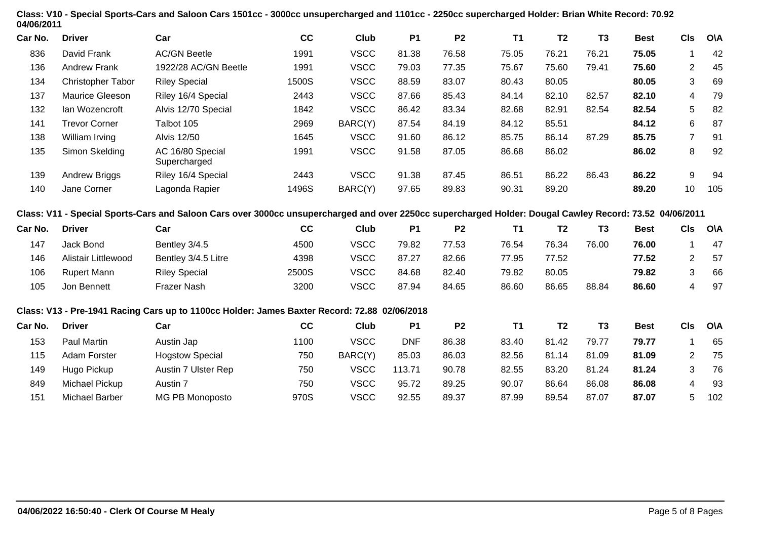**Class: V10 - Special Sports-Cars and Saloon Cars 1501cc - 3000cc unsupercharged and 1101cc - 2250cc supercharged Holder: Brian White Record: 70.92 04/06/2011**

| Car No. | Driver | Car | CC | Club | P1 | P2 | T1 | T2 | T3 | Best | Cls | O\A |
|---|---|---|---|---|---|---|---|---|---|---|---|---|
| 836 | David Frank | AC/GN Beetle | 1991 | VSCC | 81.38 | 76.58 | 75.05 | 76.21 | 76.21 | **75.05** | 1 | 42 |
| 136 | Andrew Frank | 1922/28 AC/GN Beetle | 1991 | VSCC | 79.03 | 77.35 | 75.67 | 75.60 | 79.41 | **75.60** | 2 | 45 |
| 134 | Christopher Tabor | Riley Special | 1500S | VSCC | 88.59 | 83.07 | 80.43 | 80.05 | | **80.05** | 3 | 69 |
| 137 | Maurice Gleeson | Riley 16/4 Special | 2443 | VSCC | 87.66 | 85.43 | 84.14 | 82.10 | 82.57 | **82.10** | 4 | 79 |
| 132 | Ian Wozencroft | Alvis 12/70 Special | 1842 | VSCC | 86.42 | 83.34 | 82.68 | 82.91 | 82.54 | **82.54** | 5 | 82 |
| 141 | Trevor Corner | Talbot 105 | 2969 | BARC(Y) | 87.54 | 84.19 | 84.12 | 85.51 | | **84.12** | 6 | 87 |
| 138 | William Irving | Alvis 12/50 | 1645 | VSCC | 91.60 | 86.12 | 85.75 | 86.14 | 87.29 | **85.75** | 7 | 91 |
| 135 | Simon Skelding | AC 16/80 Special Supercharged | 1991 | VSCC | 91.58 | 87.05 | 86.68 | 86.02 | | **86.02** | 8 | 92 |
| 139 | Andrew Briggs | Riley 16/4 Special | 2443 | VSCC | 91.38 | 87.45 | 86.51 | 86.22 | 86.43 | **86.22** | 9 | 94 |
| 140 | Jane Corner | Lagonda Rapier | 1496S | BARC(Y) | 97.65 | 89.83 | 90.31 | 89.20 | | **89.20** | 10 | 105 |

**Class: V11 - Special Sports-Cars and Saloon Cars over 3000cc unsupercharged and over 2250cc supercharged Holder: Dougal Cawley Record: 73.52 04/06/2011**

| Car No. | Driver | Car | CC | Club | P1 | P2 | T1 | T2 | T3 | Best | Cls | O\A |
|---|---|---|---|---|---|---|---|---|---|---|---|---|
| 147 | Jack Bond | Bentley 3/4.5 | 4500 | VSCC | 79.82 | 77.53 | 76.54 | 76.34 | 76.00 | **76.00** | 1 | 47 |
| 146 | Alistair Littlewood | Bentley 3/4.5 Litre | 4398 | VSCC | 87.27 | 82.66 | 77.95 | 77.52 | | **77.52** | 2 | 57 |
| 106 | Rupert Mann | Riley Special | 2500S | VSCC | 84.68 | 82.40 | 79.82 | 80.05 | | **79.82** | 3 | 66 |
| 105 | Jon Bennett | Frazer Nash | 3200 | VSCC | 87.94 | 84.65 | 86.60 | 86.65 | 88.84 | **86.60** | 4 | 97 |

**Class: V13 - Pre-1941 Racing Cars up to 1100cc Holder: James Baxter Record: 72.88 02/06/2018**

| Car No. | Driver | Car | CC | Club | P1 | P2 | T1 | T2 | T3 | Best | Cls | O\A |
|---|---|---|---|---|---|---|---|---|---|---|---|---|
| 153 | Paul Martin | Austin Jap | 1100 | VSCC | DNF | 86.38 | 83.40 | 81.42 | 79.77 | **79.77** | 1 | 65 |
| 115 | Adam Forster | Hogstow Special | 750 | BARC(Y) | 85.03 | 86.03 | 82.56 | 81.14 | 81.09 | **81.09** | 2 | 75 |
| 149 | Hugo Pickup | Austin 7 Ulster Rep | 750 | VSCC | 113.71 | 90.78 | 82.55 | 83.20 | 81.24 | **81.24** | 3 | 76 |
| 849 | Michael Pickup | Austin 7 | 750 | VSCC | 95.72 | 89.25 | 90.07 | 86.64 | 86.08 | **86.08** | 4 | 93 |
| 151 | Michael Barber | MG PB Monoposto | 970S | VSCC | 92.55 | 89.37 | 87.99 | 89.54 | 87.07 | **87.07** | 5 | 102 |

**04/06/2022 16:50:40 - Clerk Of Course M Healy**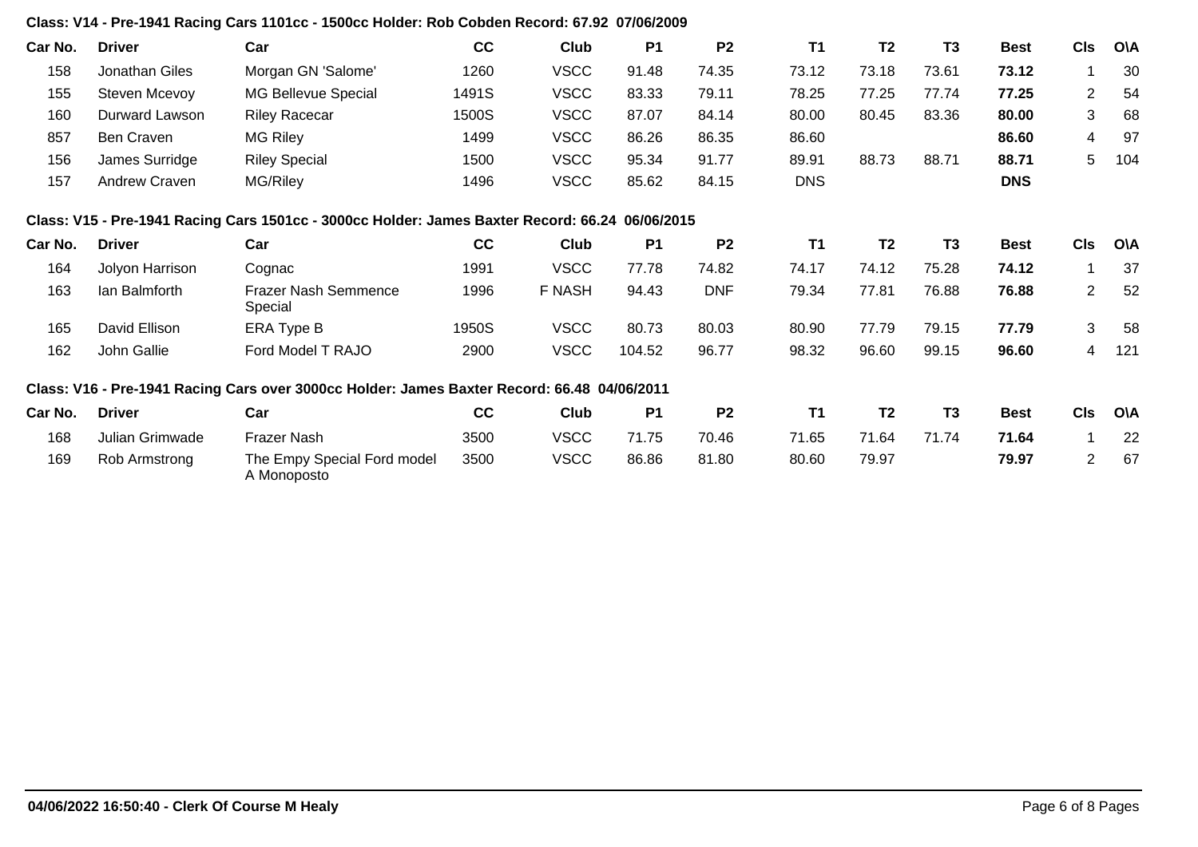**Class: V14 - Pre-1941 Racing Cars 1101cc - 1500cc Holder: Rob Cobden Record: 67.92 07/06/2009**

| Car No. | Driver | Car | CC | Club | P1 | P2 | T1 | T2 | T3 | Best | Cls | O\A |
|---|---|---|---|---|---|---|---|---|---|---|---|---|
| 158 | Jonathan Giles | Morgan GN 'Salome' | 1260 | VSCC | 91.48 | 74.35 | 73.12 | 73.18 | 73.61 | **73.12** | 1 | 30 |
| 155 | Steven Mcevoy | MG Bellevue Special | 1491S | VSCC | 83.33 | 79.11 | 78.25 | 77.25 | 77.74 | **77.25** | 2 | 54 |
| 160 | Durward Lawson | Riley Racecar | 1500S | VSCC | 87.07 | 84.14 | 80.00 | 80.45 | 83.36 | **80.00** | 3 | 68 |
| 857 | Ben Craven | MG Riley | 1499 | VSCC | 86.26 | 86.35 | 86.60 | | | **86.60** | 4 | 97 |
| 156 | James Surridge | Riley Special | 1500 | VSCC | 95.34 | 91.77 | 89.91 | 88.73 | 88.71 | **88.71** | 5 | 104 |
| 157 | Andrew Craven | MG/Riley | 1496 | VSCC | 85.62 | 84.15 | DNS | | | **DNS** | | |

**Class: V15 - Pre-1941 Racing Cars 1501cc - 3000cc Holder: James Baxter Record: 66.24 06/06/2015**

| Car No. | Driver | Car | CC | Club | P1 | P2 | T1 | T2 | T3 | Best | Cls | O\A |
|---|---|---|---|---|---|---|---|---|---|---|---|---|
| 164 | Jolyon Harrison | Cognac | 1991 | VSCC | 77.78 | 74.82 | 74.17 | 74.12 | 75.28 | **74.12** | 1 | 37 |
| 163 | Ian Balmforth | Frazer Nash Semmence Special | 1996 | F NASH | 94.43 | DNF | 79.34 | 77.81 | 76.88 | **76.88** | 2 | 52 |
| 165 | David Ellison | ERA Type B | 1950S | VSCC | 80.73 | 80.03 | 80.90 | 77.79 | 79.15 | **77.79** | 3 | 58 |
| 162 | John Gallie | Ford Model T RAJO | 2900 | VSCC | 104.52 | 96.77 | 98.32 | 96.60 | 99.15 | **96.60** | 4 | 121 |

**Class: V16 - Pre-1941 Racing Cars over 3000cc Holder: James Baxter Record: 66.48 04/06/2011**

| Car No. | Driver | Car | CC | Club | P1 | P2 | T1 | T2 | T3 | Best | Cls | O\A |
|---|---|---|---|---|---|---|---|---|---|---|---|---|
| 168 | Julian Grimwade | Frazer Nash | 3500 | VSCC | 71.75 | 70.46 | 71.65 | 71.64 | 71.74 | **71.64** | 1 | 22 |
| 169 | Rob Armstrong | The Empy Special Ford model A Monoposto | 3500 | VSCC | 86.86 | 81.80 | 80.60 | 79.97 | | **79.97** | 2 | 67 |

**04/06/2022 16:50:40 - Clerk Of Course M Healy**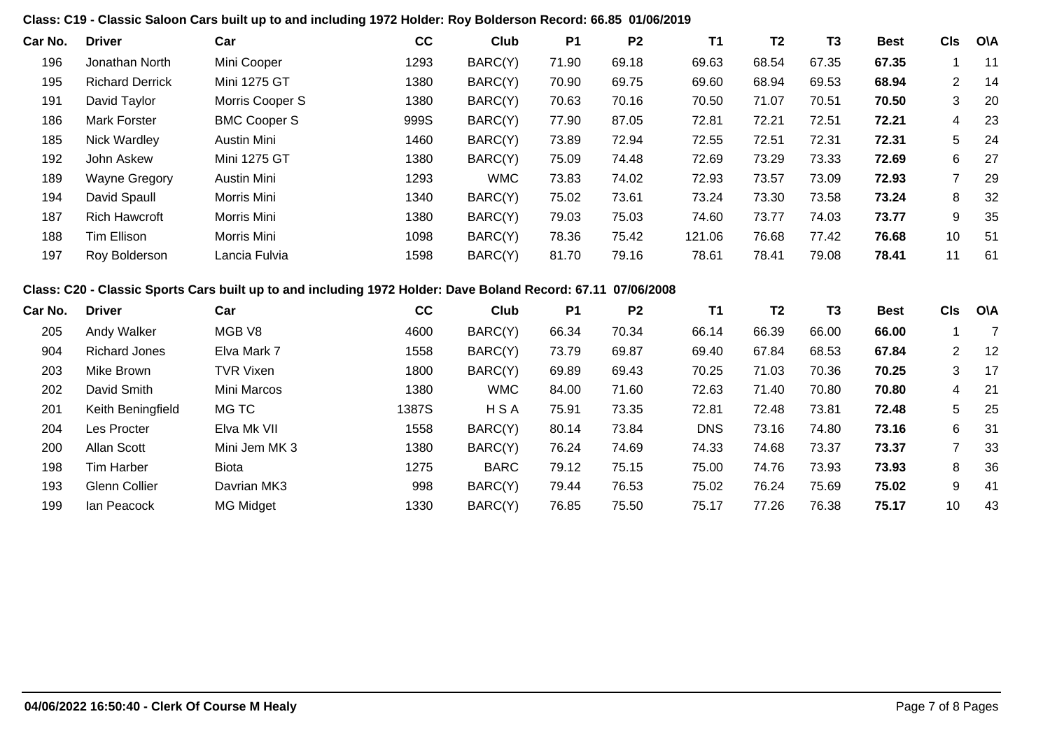**Class: C19 - Classic Saloon Cars built up to and including 1972 Holder: Roy Bolderson Record: 66.85 01/06/2019**

| Car No. | Driver | Car | CC | Club | P1 | P2 | T1 | T2 | T3 | Best | Cls | O\A |
|---|---|---|---|---|---|---|---|---|---|---|---|---|
| 196 | Jonathan North | Mini Cooper | 1293 | BARC(Y) | 71.90 | 69.18 | 69.63 | 68.54 | 67.35 | **67.35** | 1 | 11 |
| 195 | Richard Derrick | Mini 1275 GT | 1380 | BARC(Y) | 70.90 | 69.75 | 69.60 | 68.94 | 69.53 | **68.94** | 2 | 14 |
| 191 | David Taylor | Morris Cooper S | 1380 | BARC(Y) | 70.63 | 70.16 | 70.50 | 71.07 | 70.51 | **70.50** | 3 | 20 |
| 186 | Mark Forster | BMC Cooper S | 999S | BARC(Y) | 77.90 | 87.05 | 72.81 | 72.21 | 72.51 | **72.21** | 4 | 23 |
| 185 | Nick Wardley | Austin Mini | 1460 | BARC(Y) | 73.89 | 72.94 | 72.55 | 72.51 | 72.31 | **72.31** | 5 | 24 |
| 192 | John Askew | Mini 1275 GT | 1380 | BARC(Y) | 75.09 | 74.48 | 72.69 | 73.29 | 73.33 | **72.69** | 6 | 27 |
| 189 | Wayne Gregory | Austin Mini | 1293 | WMC | 73.83 | 74.02 | 72.93 | 73.57 | 73.09 | **72.93** | 7 | 29 |
| 194 | David Spaull | Morris Mini | 1340 | BARC(Y) | 75.02 | 73.61 | 73.24 | 73.30 | 73.58 | **73.24** | 8 | 32 |
| 187 | Rich Hawcroft | Morris Mini | 1380 | BARC(Y) | 79.03 | 75.03 | 74.60 | 73.77 | 74.03 | **73.77** | 9 | 35 |
| 188 | Tim Ellison | Morris Mini | 1098 | BARC(Y) | 78.36 | 75.42 | 121.06 | 76.68 | 77.42 | **76.68** | 10 | 51 |
| 197 | Roy Bolderson | Lancia Fulvia | 1598 | BARC(Y) | 81.70 | 79.16 | 78.61 | 78.41 | 79.08 | **78.41** | 11 | 61 |

**Class: C20 - Classic Sports Cars built up to and including 1972 Holder: Dave Boland Record: 67.11 07/06/2008**

| Car No. | Driver | Car | CC | Club | P1 | P2 | T1 | T2 | T3 | Best | Cls | O\A |
|---|---|---|---|---|---|---|---|---|---|---|---|---|
| 205 | Andy Walker | MGB V8 | 4600 | BARC(Y) | 66.34 | 70.34 | 66.14 | 66.39 | 66.00 | **66.00** | 1 | 7 |
| 904 | Richard Jones | Elva Mark 7 | 1558 | BARC(Y) | 73.79 | 69.87 | 69.40 | 67.84 | 68.53 | **67.84** | 2 | 12 |
| 203 | Mike Brown | TVR Vixen | 1800 | BARC(Y) | 69.89 | 69.43 | 70.25 | 71.03 | 70.36 | **70.25** | 3 | 17 |
| 202 | David Smith | Mini Marcos | 1380 | WMC | 84.00 | 71.60 | 72.63 | 71.40 | 70.80 | **70.80** | 4 | 21 |
| 201 | Keith Beningfield | MG TC | 1387S | H S A | 75.91 | 73.35 | 72.81 | 72.48 | 73.81 | **72.48** | 5 | 25 |
| 204 | Les Procter | Elva Mk VII | 1558 | BARC(Y) | 80.14 | 73.84 | DNS | 73.16 | 74.80 | **73.16** | 6 | 31 |
| 200 | Allan Scott | Mini Jem MK 3 | 1380 | BARC(Y) | 76.24 | 74.69 | 74.33 | 74.68 | 73.37 | **73.37** | 7 | 33 |
| 198 | Tim Harber | Biota | 1275 | BARC | 79.12 | 75.15 | 75.00 | 74.76 | 73.93 | **73.93** | 8 | 36 |
| 193 | Glenn Collier | Davrian MK3 | 998 | BARC(Y) | 79.44 | 76.53 | 75.02 | 76.24 | 75.69 | **75.02** | 9 | 41 |
| 199 | Ian Peacock | MG Midget | 1330 | BARC(Y) | 76.85 | 75.50 | 75.17 | 77.26 | 76.38 | **75.17** | 10 | 43 |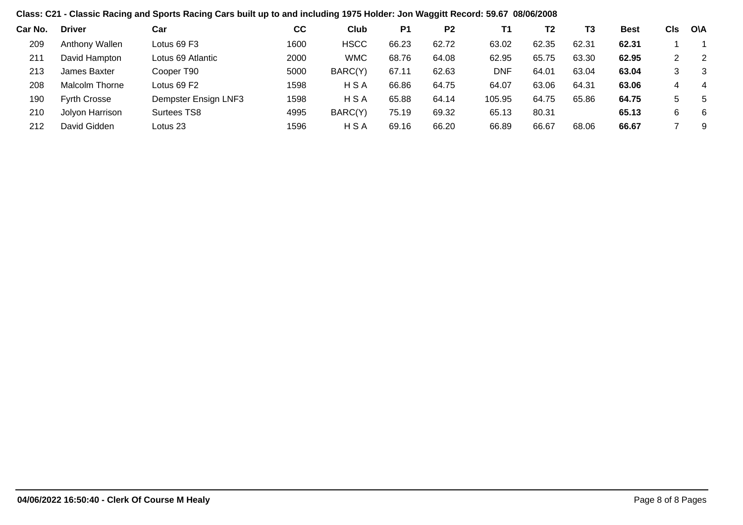**Class: C21 - Classic Racing and Sports Racing Cars built up to and including 1975 Holder: Jon Waggitt Record: 59.67 08/06/2008**

| Car No. | Driver | Car | CC | Club | P1 | P2 | T1 | T2 | T3 | Best | Cls | O\A |
|---|---|---|---|---|---|---|---|---|---|---|---|---|
| 209 | Anthony Wallen | Lotus 69 F3 | 1600 | HSCC | 66.23 | 62.72 | 63.02 | 62.35 | 62.31 | **62.31** | 1 | 1 |
| 211 | David Hampton | Lotus 69 Atlantic | 2000 | WMC | 68.76 | 64.08 | 62.95 | 65.75 | 63.30 | **62.95** | 2 | 2 |
| 213 | James Baxter | Cooper T90 | 5000 | BARC(Y) | 67.11 | 62.63 | DNF | 64.01 | 63.04 | **63.04** | 3 | 3 |
| 208 | Malcolm Thorne | Lotus 69 F2 | 1598 | H S A | 66.86 | 64.75 | 64.07 | 63.06 | 64.31 | **63.06** | 4 | 4 |
| 190 | Fyrth Crosse | Dempster Ensign LNF3 | 1598 | H S A | 65.88 | 64.14 | 105.95 | 64.75 | 65.86 | **64.75** | 5 | 5 |
| 210 | Jolyon Harrison | Surtees TS8 | 4995 | BARC(Y) | 75.19 | 69.32 | 65.13 | 80.31 | | **65.13** | 6 | 6 |
| 212 | David Gidden | Lotus 23 | 1596 | H S A | 69.16 | 66.20 | 66.89 | 66.67 | 68.06 | **66.67** | 7 | 9 |

**04/06/2022 16:50:40 - Clerk Of Course M Healy**